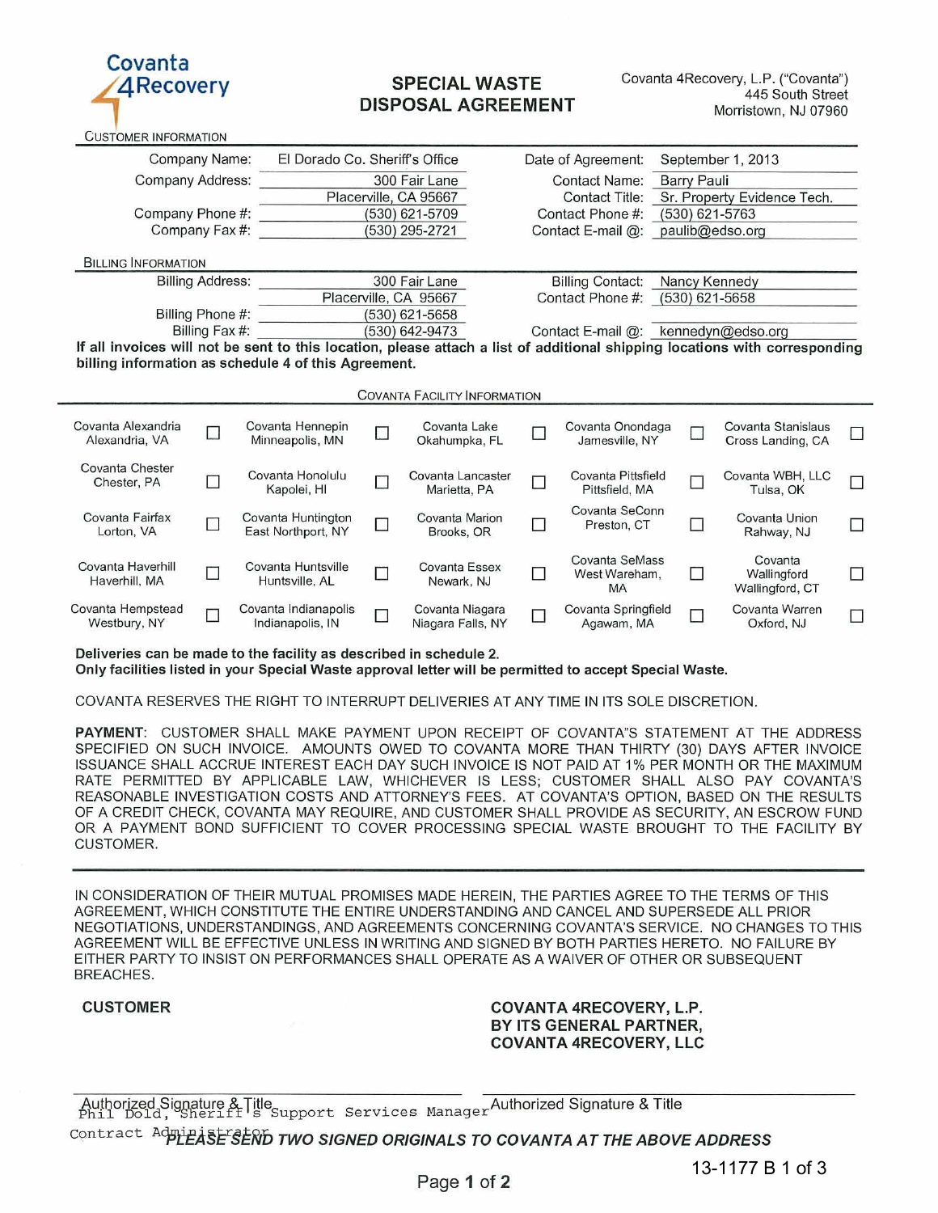Covanta 4Recovery

# SPECIAL WASTE DISPOSAL AGREEMENT

Covanta 4Recovery, L.P. ("Covanta")
445 South Street
Morristown, NJ 07960

## CUSTOMER INFORMATION

| | | | |
|---|---|---|---|
| Company Name: | El Dorado Co. Sheriff's Office | Date of Agreement: | September 1, 2013 |
| Company Address: | 300 Fair Lane | Contact Name: | Barry Pauli |
| | Placerville, CA 95667 | Contact Title: | Sr. Property Evidence Tech. |
| Company Phone #: | (530) 621-5709 | Contact Phone #: | (530) 621-5763 |
| Company Fax #: | (530) 295-2721 | Contact E-mail @: | paulib@edso.org |

## BILLING INFORMATION

| | | | |
|---|---|---|---|
| Billing Address: | 300 Fair Lane | Billing Contact: | Nancy Kennedy |
| | Placerville, CA 95667 | Contact Phone #: | (530) 621-5658 |
| Billing Phone #: | (530) 621-5658 | | |
| Billing Fax #: | (530) 642-9473 | Contact E-mail @: | kennedyn@edso.org |

**If all invoices will not be sent to this location, please attach a list of additional shipping locations with corresponding billing information as schedule 4 of this Agreement.**

## COVANTA FACILITY INFORMATION

| | | | | | | | | | |
|---|---|---|---|---|---|---|---|---|---|
| Covanta Alexandria Alexandria, VA | ☐ | Covanta Hennepin Minneapolis, MN | ☐ | Covanta Lake Okahumpka, FL | ☐ | Covanta Onondaga Jamesville, NY | ☐ | Covanta Stanislaus Cross Landing, CA | ☐ |
| Covanta Chester Chester, PA | ☐ | Covanta Honolulu Kapolei, HI | ☐ | Covanta Lancaster Marietta, PA | ☐ | Covanta Pittsfield Pittsfield, MA | ☐ | Covanta WBH, LLC Tulsa, OK | ☐ |
| Covanta Fairfax Lorton, VA | ☐ | Covanta Huntington East Northport, NY | ☐ | Covanta Marion Brooks, OR | ☐ | Covanta SeConn Preston, CT | ☐ | Covanta Union Rahway, NJ | ☐ |
| Covanta Haverhill Haverhill, MA | ☐ | Covanta Huntsville Huntsville, AL | ☐ | Covanta Essex Newark, NJ | ☐ | Covanta SeMass West Wareham, MA | ☐ | Covanta Wallingford Wallingford, CT | ☐ |
| Covanta Hempstead Westbury, NY | ☐ | Covanta Indianapolis Indianapolis, IN | ☐ | Covanta Niagara Niagara Falls, NY | ☐ | Covanta Springfield Agawam, MA | ☐ | Covanta Warren Oxford, NJ | ☐ |

**Deliveries can be made to the facility as described in schedule 2.**
**Only facilities listed in your Special Waste approval letter will be permitted to accept Special Waste.**

COVANTA RESERVES THE RIGHT TO INTERRUPT DELIVERIES AT ANY TIME IN ITS SOLE DISCRETION.

**PAYMENT**: CUSTOMER SHALL MAKE PAYMENT UPON RECEIPT OF COVANTA"S STATEMENT AT THE ADDRESS SPECIFIED ON SUCH INVOICE. AMOUNTS OWED TO COVANTA MORE THAN THIRTY (30) DAYS AFTER INVOICE ISSUANCE SHALL ACCRUE INTEREST EACH DAY SUCH INVOICE IS NOT PAID AT 1% PER MONTH OR THE MAXIMUM RATE PERMITTED BY APPLICABLE LAW, WHICHEVER IS LESS; CUSTOMER SHALL ALSO PAY COVANTA'S REASONABLE INVESTIGATION COSTS AND ATTORNEY'S FEES. AT COVANTA'S OPTION, BASED ON THE RESULTS OF A CREDIT CHECK, COVANTA MAY REQUIRE, AND CUSTOMER SHALL PROVIDE AS SECURITY, AN ESCROW FUND OR A PAYMENT BOND SUFFICIENT TO COVER PROCESSING SPECIAL WASTE BROUGHT TO THE FACILITY BY CUSTOMER.

---

IN CONSIDERATION OF THEIR MUTUAL PROMISES MADE HEREIN, THE PARTIES AGREE TO THE TERMS OF THIS AGREEMENT, WHICH CONSTITUTE THE ENTIRE UNDERSTANDING AND CANCEL AND SUPERSEDE ALL PRIOR NEGOTIATIONS, UNDERSTANDINGS, AND AGREEMENTS CONCERNING COVANTA'S SERVICE. NO CHANGES TO THIS AGREEMENT WILL BE EFFECTIVE UNLESS IN WRITING AND SIGNED BY BOTH PARTIES HERETO. NO FAILURE BY EITHER PARTY TO INSIST ON PERFORMANCES SHALL OPERATE AS A WAIVER OF OTHER OR SUBSEQUENT BREACHES.

**CUSTOMER**

**COVANTA 4RECOVERY, L.P.**
**BY ITS GENERAL PARTNER,**
**COVANTA 4RECOVERY, LLC**

______________________________
Authorized Signature & Title
Phil Dold, Sheriff's Support Services Manager
Contract Administrator

______________________________
Authorized Signature & Title

***PLEASE SEND TWO SIGNED ORIGINALS TO COVANTA AT THE ABOVE ADDRESS***

13-1177 B 1 of 3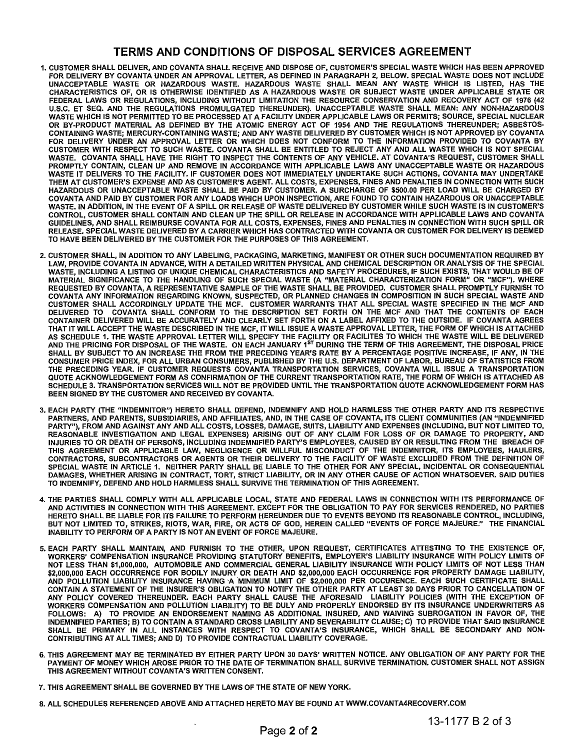# TERMS AND CONDITIONS OF DISPOSAL SERVICES AGREEMENT

1. CUSTOMER SHALL DELIVER, AND COVANTA SHALL RECEIVE AND DISPOSE OF, CUSTOMER'S SPECIAL WASTE WHICH HAS BEEN APPROVED FOR DELIVERY BY COVANTA UNDER AN APPROVAL LETTER, AS DEFINED IN PARAGRAPH 2, BELOW. SPECIAL WASTE DOES NOT INCLUDE UNACCEPTABLE WASTE OR HAZARDOUS WASTE. HAZARDOUS WASTE SHALL MEAN ANY WASTE WHICH IS LISTED, HAS THE CHARACTERISTICS OF, OR IS OTHERWISE IDENTIFIED AS A HAZARDOUS WASTE OR SUBJECT WASTE UNDER APPLICABLE STATE OR FEDERAL LAWS OR REGULATIONS, INCLUDING WITHOUT LIMITATION THE RESOURCE CONSERVATION AND RECOVERY ACT OF 1976 (42 U.S.C. ET SEQ. AND THE REGULATIONS PROMULGATED THEREUNDER). UNACCEPTABLE WASTE SHALL MEAN: ANY NON-HAZARDOUS WASTE WHICH IS NOT PERMITTED TO BE PROCESSED AT A FACILITY UNDER APPLICABLE LAWS OR PERMITS; SOURCE, SPECIAL NUCLEAR OR BY-PRODUCT MATERIAL AS DEFINED BY THE ATOMIC ENERGY ACT OF 1954 AND THE REGULATIONS THEREUNDER; ASBESTOS-CONTAINING WASTE; MERCURY-CONTAINING WASTE; AND ANY WASTE DELIVERED BY CUSTOMER WHICH IS NOT APPROVED BY COVANTA FOR DELIVERY UNDER AN APPROVAL LETTER OR WHICH DOES NOT CONFORM TO THE INFORMATION PROVIDED TO COVANTA BY CUSTOMER WITH RESPECT TO SUCH WASTE. COVANTA SHALL BE ENTITLED TO REJECT ANY AND ALL WASTE WHICH IS NOT SPECIAL WASTE. COVANTA SHALL HAVE THE RIGHT TO INSPECT THE CONTENTS OF ANY VEHICLE. AT COVANTA'S REQUEST, CUSTOMER SHALL PROMPTLY CONTAIN, CLEAN UP AND REMOVE IN ACCORDANCE WITH APPLICABLE LAWS ANY UNACCEPTABLE WASTE OR HAZARDOUS WASTE IT DELIVERS TO THE FACILITY. IF CUSTOMER DOES NOT IMMEDIATELY UNDERTAKE SUCH ACTIONS, COVANTA MAY UNDERTAKE THEM AT CUSTOMER'S EXPENSE AND AS CUSTOMER'S AGENT. ALL COSTS, EXPENSES, FINES AND PENALTIES IN CONNECTION WITH SUCH HAZARDOUS OR UNACCEPTABLE WASTE SHALL BE PAID BY CUSTOMER. A SURCHARGE OF $500.00 PER LOAD WILL BE CHARGED BY COVANTA AND PAID BY CUSTOMER FOR ANY LOADS WHICH UPON INSPECTION, ARE FOUND TO CONTAIN HAZARDOUS OR UNACCEPTABLE WASTE. IN ADDITION, IN THE EVENT OF A SPILL OR RELEASE OF WASTE DELIVERED BY CUSTOMER WHILE SUCH WASTE IS IN CUSTOMER'S CONTROL, CUSTOMER SHALL CONTAIN AND CLEAN UP THE SPILL OR RELEASE IN ACCORDANCE WITH APPLICABLE LAWS AND COVANTA GUIDELINES, AND SHALL REIMBURSE COVANTA FOR ALL COSTS, EXPENSES, FINES AND PENALTIES IN CONNECTION WITH SUCH SPILL OR RELEASE. SPECIAL WASTE DELIVERED BY A CARRIER WHICH HAS CONTRACTED WITH COVANTA OR CUSTOMER FOR DELIVERY IS DEEMED TO HAVE BEEN DELIVERED BY THE CUSTOMER FOR THE PURPOSES OF THIS AGREEMENT.

2. CUSTOMER SHALL, IN ADDITION TO ANY LABELING, PACKAGING, MARKETING, MANIFEST OR OTHER SUCH DOCUMENTATION REQUIRED BY LAW, PROVIDE COVANTA IN ADVANCE, WITH A DETAILED WRITTEN PHYSICAL AND CHEMICAL DESCRIPTION OR ANALYSIS OF THE SPECIAL WASTE, INCLUDING A LISTING OF UNIQUE CHEMICAL CHARACTERISTICS AND SAFETY PROCEDURES, IF SUCH EXISTS, THAT WOULD BE OF MATERIAL SIGNIFICANCE TO THE HANDLING OF SUCH SPECIAL WASTE (A "MATERIAL CHARACTERIZATION FORM" OR "MCF"). WHERE REQUESTED BY COVANTA, A REPRESENTATIVE SAMPLE OF THE WASTE SHALL BE PROVIDED. CUSTOMER SHALL PROMPTLY FURNISH TO COVANTA ANY INFORMATION REGARDING KNOWN, SUSPECTED, OR PLANNED CHANGES IN COMPOSITION IN SUCH SPECIAL WASTE AND CUSTOMER SHALL ACCORDINGLY UPDATE THE MCF. CUSTOMER WARRANTS THAT ALL SPECIAL WASTE SPECIFIED IN THE MCF AND DELIVERED TO COVANTA SHALL CONFORM TO THE DESCRIPTION SET FORTH ON THE MCF AND THAT THE CONTENTS OF EACH CONTAINER DELIVERED WILL BE ACCURATELY AND CLEARLY SET FORTH ON A LABEL AFFIXED TO THE OUTSIDE. IF COVANTA AGREES THAT IT WILL ACCEPT THE WASTE DESCRIBED IN THE MCF, IT WILL ISSUE A WASTE APPROVAL LETTER, THE FORM OF WHICH IS ATTACHED AS SCHEDULE 1. THE WASTE APPROVAL LETTER WILL SPECIFY THE FACILITY OR FACILITES TO WHICH THE WASTE WILL BE DELIVERED AND THE PRICING FOR DISPOSAL OF THE WASTE. ON EACH JANUARY 1ST DURING THE TERM OF THIS AGREEMENT, THE DISPOSAL PRICE SHALL BY SUBJECT TO AN INCREASE THE FROM THE PRECEDING YEAR'S RATE BY A PERCENTAGE POSITIVE INCREASE, IF ANY, IN THE CONSUMER PRICE INDEX, FOR ALL URBAN CONSUMERS, PUBLISHED BY THE U.S. DEPARTMENT OF LABOR, BUREAU OF STATISTICS FROM THE PRECEDING YEAR. IF CUSTOMER REQUESTS COVANTA TRANSPORTATION SERVICES, COVANTA WILL ISSUE A TRANSPORTATION QUOTE ACKNOWLEDGEMENT FORM AS CONFIRMATION OF THE CURRENT TRANSPORTATION RATE, THE FORM OF WHICH IS ATTACHED AS SCHEDULE 3. TRANSPORTATION SERVICES WILL NOT BE PROVIDED UNTIL THE TRANSPORTATION QUOTE ACKNOWLEDGEMENT FORM HAS BEEN SIGNED BY THE CUSTOMER AND RECEIVED BY COVANTA.

3. EACH PARTY (THE "INDEMNITOR") HERETO SHALL DEFEND, INDEMNIFY AND HOLD HARMLESS THE OTHER PARTY AND ITS RESPECTIVE PARTNERS, AND PARENTS, SUBSIDIARIES, AND AFFILIATES, AND, IN THE CASE OF COVANTA, ITS CLIENT COMMUNITIES (AN "INDEMNIFIED PARTY"), FROM AND AGAINST ANY AND ALL COSTS, LOSSES, DAMAGE, SUITS, LIABILITY AND EXPENSES (INCLUDING, BUT NOT LIMITED TO, REASONABLE INVESTIGATION AND LEGAL EXPENSES) ARISING OUT OF ANY CLAIM FOR LOSS OF OR DAMAGE TO PROPERTY, AND INJURIES TO OR DEATH OF PERSONS, INCLUDING INDEMNIFIED PARTY'S EMPLOYEES, CAUSED BY OR RESULTING FROM THE BREACH OF THIS AGREEMENT OR APPLICABLE LAW, NEGLIGENCE OR WILLFUL MISCONDUCT OF THE INDEMNITOR, ITS EMPLOYEES, HAULERS, CONTRACTORS, SUBCONTRACTORS OR AGENTS OR THEIR DELIVERY TO THE FACILITY OF WASTE EXCLUDED FROM THE DEFINITION OF SPECIAL WASTE IN ARTICLE 1. NEITHER PARTY SHALL BE LIABLE TO THE OTHER FOR ANY SPECIAL, INCIDENTAL OR CONSEQUENTIAL DAMAGES, WHETHER ARISING IN CONTRACT, TORT, STRICT LIABILITY, OR IN ANY OTHER CAUSE OF ACTION WHATSOEVER. SAID DUTIES TO INDEMNIFY, DEFEND AND HOLD HARMLESS SHALL SURVIVE THE TERMINATION OF THIS AGREEMENT.

4. THE PARTIES SHALL COMPLY WITH ALL APPLICABLE LOCAL, STATE AND FEDERAL LAWS IN CONNECTION WITH ITS PERFORMANCE OF AND ACTIVITIES IN CONNECTION WITH THIS AGREEMENT. EXCEPT FOR THE OBLIGATION TO PAY FOR SERVICES RENDERED, NO PARTIES HERETO SHALL BE LIABLE FOR ITS FAILURE TO PERFORM HEREUNDER DUE TO EVENTS BEYOND ITS REASONABLE CONTROL, INCLUDING, BUT NOT LIMITED TO, STRIKES, RIOTS, WAR, FIRE, OR ACTS OF GOD, HEREIN CALLED "EVENTS OF FORCE MAJEURE." THE FINANCIAL INABILITY TO PERFORM OF A PARTY IS NOT AN EVENT OF FORCE MAJEURE.

5. EACH PARTY SHALL MAINTAIN, AND FURNISH TO THE OTHER, UPON REQUEST, CERTIFICATES ATTESTING TO THE EXISTENCE OF, WORKERS' COMPENSATION INSURANCE PROVIDING STATUTORY BENEFITS, EMPLOYER'S LIABILITY INSURANCE WITH POLICY LIMITS OF NOT LESS THAN $1,000,000, AUTOMOBILE AND COMMERCIAL GENERAL LIABILITY INSURANCE WITH POLICY LIMITS OF NOT LESS THAN $2,000,000 EACH OCCURRENCE FOR BODILY INJURY OR DEATH AND $2,000,000 EACH OCCURRENCE FOR PROPERTY DAMAGE LIABILITY, AND POLLUTION LIABILITY INSURANCE HAVING A MINIMUM LIMIT OF $2,000,000 PER OCCURENCE. EACH SUCH CERTIFICATE SHALL CONTAIN A STATEMENT OF THE INSURER'S OBLIGATION TO NOTIFY THE OTHER PARTY AT LEAST 30 DAYS PRIOR TO CANCELLATION OF ANY POLICY COVERED THEREUNDER. EACH PARTY SHALL CAUSE THE AFORESAID LIABILITY POLICIES (WITH THE EXCEPTION OF WORKERS COMPENSATION AND POLLUTION LIABILITY) TO BE DULY AND PROPERLY ENDORSED BY ITS INSURANCE UNDERWRITERS AS FOLLOWS: A) TO PROVIDE AN ENDORSEMENT NAMING AS ADDITIONAL INSURED, AND WAIVING SUBROGATION IN FAVOR OF, THE INDEMNIFIED PARTIES; B) TO CONTAIN A STANDARD CROSS LIABILITY AND SEVERABILITY CLAUSE; C) TO PROVIDE THAT SAID INSURANCE SHALL BE PRIMARY IN ALL INSTANCES WITH RESPECT TO COVANTA'S INSURANCE, WHICH SHALL BE SECONDARY AND NON-CONTRIBUTING AT ALL TIMES; AND D) TO PROVIDE CONTRACTUAL LIABILITY COVERAGE.

6. THIS AGREEMENT MAY BE TERMINATED BY EITHER PARTY UPON 30 DAYS' WRITTEN NOTICE. ANY OBLIGATION OF ANY PARTY FOR THE PAYMENT OF MONEY WHICH AROSE PRIOR TO THE DATE OF TERMINATION SHALL SURVIVE TERMINATION. CUSTOMER SHALL NOT ASSIGN THIS AGREEMENT WITHOUT COVANTA'S WRITTEN CONSENT.

7. THIS AGREEMENT SHALL BE GOVERNED BY THE LAWS OF THE STATE OF NEW YORK.

8. ALL SCHEDULES REFERENCED ABOVE AND ATTACHED HERETO MAY BE FOUND AT WWW.COVANTA4RECOVERY.COM

13-1177 B 2 of 3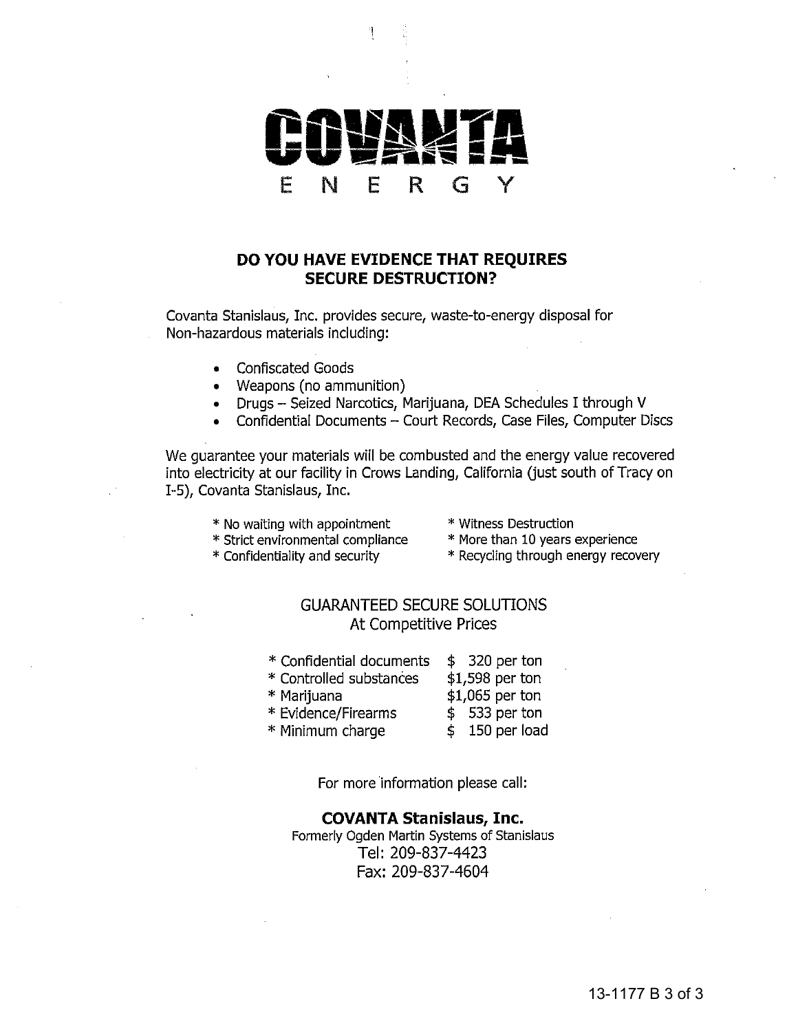# COVANTA

ENERGY

## DO YOU HAVE EVIDENCE THAT REQUIRES SECURE DESTRUCTION?

Covanta Stanislaus, Inc. provides secure, waste-to-energy disposal for Non-hazardous materials including:

- Confiscated Goods
- Weapons (no ammunition)
- Drugs – Seized Narcotics, Marijuana, DEA Schedules I through V
- Confidential Documents – Court Records, Case Files, Computer Discs

We guarantee your materials will be combusted and the energy value recovered into electricity at our facility in Crows Landing, California (just south of Tracy on I-5), Covanta Stanislaus, Inc.

* No waiting with appointment
* Strict environmental compliance
* Confidentiality and security
* Witness Destruction
* More than 10 years experience
* Recycling through energy recovery

GUARANTEED SECURE SOLUTIONS
At Competitive Prices

| | |
|---|---|
| * Confidential documents | $ 320 per ton |
| * Controlled substances | $1,598 per ton |
| * Marijuana | $1,065 per ton |
| * Evidence/Firearms | $ 533 per ton |
| * Minimum charge | $ 150 per load |

For more information please call:

**COVANTA Stanislaus, Inc.**
Formerly Ogden Martin Systems of Stanislaus
Tel: 209-837-4423
Fax: 209-837-4604